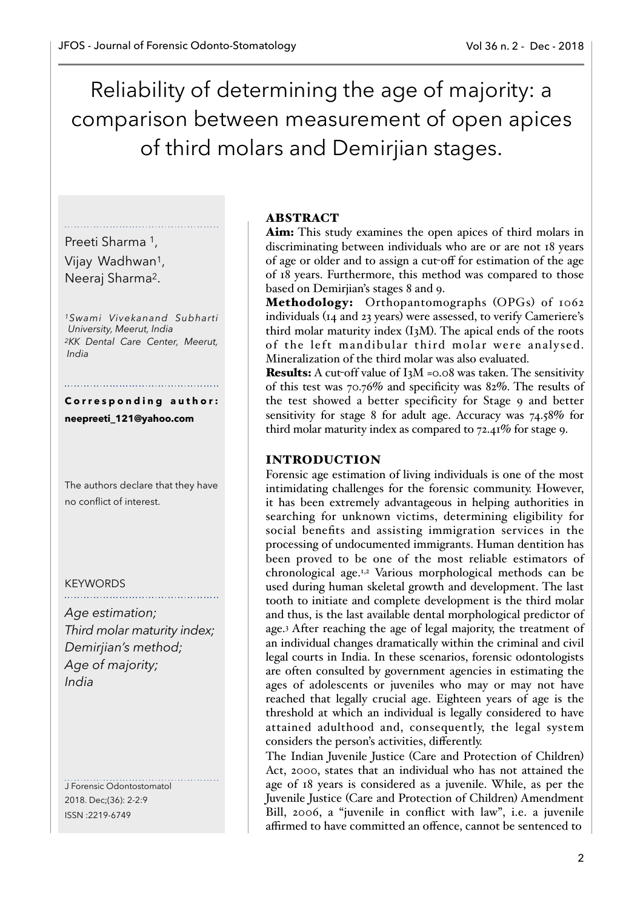# Reliability of determining the age of majority: a comparison between measurement of open apices of third molars and Demirjian stages.

Preeti Sharma [1], Vijay Wadhwan[1], Neeraj Sharma[2].

*[1]Swami Vivekanand Subharti University, Meerut, India*
*[2]KK Dental Care Center, Meerut, India*

**Corresponding author:** **neepreeti_121@yahoo.com**

The authors declare that they have no conflict of interest.

KEYWORDS

*Age estimation; Third molar maturity index; Demirjian's method; Age of majority; India*

J Forensic Odontostomatol 2018. Dec;(36): 2-2:9
ISSN :2219-6749

## ABSTRACT

**Aim:** This study examines the open apices of third molars in discriminating between individuals who are or are not 18 years of age or older and to assign a cut-off for estimation of the age of 18 years. Furthermore, this method was compared to those based on Demirjian's stages 8 and 9.

**Methodology:** Orthopantomographs (OPGs) of 1062 individuals (14 and 23 years) were assessed, to verify Cameriere's third molar maturity index (I3M). The apical ends of the roots of the left mandibular third molar were analysed. Mineralization of the third molar was also evaluated.

**Results:** A cut-off value of I3M =0.08 was taken. The sensitivity of this test was 70.76% and specificity was 82%. The results of the test showed a better specificity for Stage 9 and better sensitivity for stage 8 for adult age. Accuracy was 74.58% for third molar maturity index as compared to 72.41% for stage 9.

## INTRODUCTION

Forensic age estimation of living individuals is one of the most intimidating challenges for the forensic community. However, it has been extremely advantageous in helping authorities in searching for unknown victims, determining eligibility for social benefits and assisting immigration services in the processing of undocumented immigrants. Human dentition has been proved to be one of the most reliable estimators of chronological age.[1,2] Various morphological methods can be used during human skeletal growth and development. The last tooth to initiate and complete development is the third molar and thus, is the last available dental morphological predictor of age.[3] After reaching the age of legal majority, the treatment of an individual changes dramatically within the criminal and civil legal courts in India. In these scenarios, forensic odontologists are often consulted by government agencies in estimating the ages of adolescents or juveniles who may or may not have reached that legally crucial age. Eighteen years of age is the threshold at which an individual is legally considered to have attained adulthood and, consequently, the legal system considers the person's activities, differently.

The Indian Juvenile Justice (Care and Protection of Children) Act, 2000, states that an individual who has not attained the age of 18 years is considered as a juvenile. While, as per the Juvenile Justice (Care and Protection of Children) Amendment Bill, 2006, a "juvenile in conflict with law", i.e. a juvenile affirmed to have committed an offence, cannot be sentenced to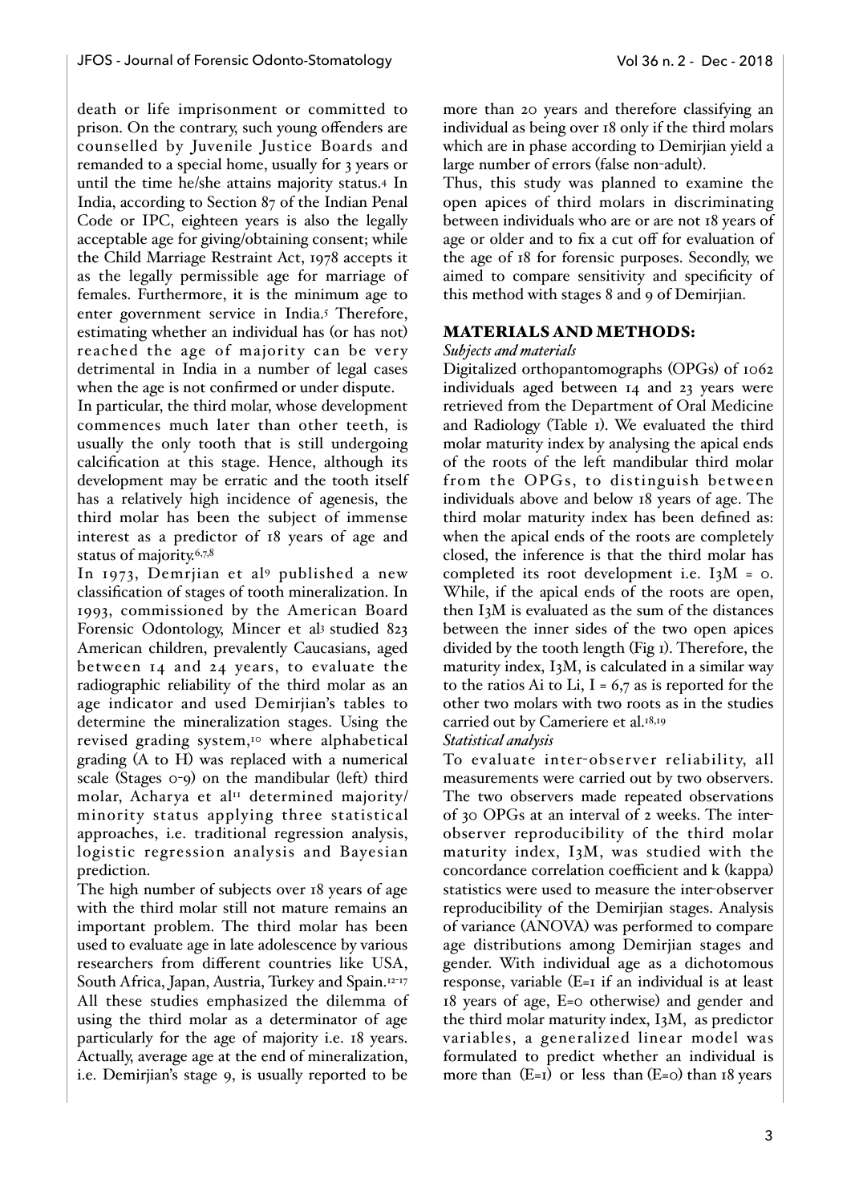death or life imprisonment or committed to prison. On the contrary, such young offenders are counselled by Juvenile Justice Boards and remanded to a special home, usually for 3 years or until the time he/she attains majority status.[4] In India, according to Section 87 of the Indian Penal Code or IPC, eighteen years is also the legally acceptable age for giving/obtaining consent; while the Child Marriage Restraint Act, 1978 accepts it as the legally permissible age for marriage of females. Furthermore, it is the minimum age to enter government service in India.[5] Therefore, estimating whether an individual has (or has not) reached the age of majority can be very detrimental in India in a number of legal cases when the age is not confirmed or under dispute.

In particular, the third molar, whose development commences much later than other teeth, is usually the only tooth that is still undergoing calcification at this stage. Hence, although its development may be erratic and the tooth itself has a relatively high incidence of agenesis, the third molar has been the subject of immense interest as a predictor of 18 years of age and status of majority.[6,7,8]

In 1973, Demrjian et al[9] published a new classification of stages of tooth mineralization. In 1993, commissioned by the American Board Forensic Odontology, Mincer et al[3] studied 823 American children, prevalently Caucasians, aged between 14 and 24 years, to evaluate the radiographic reliability of the third molar as an age indicator and used Demirjian's tables to determine the mineralization stages. Using the revised grading system,[10] where alphabetical grading (A to H) was replaced with a numerical scale (Stages 0-9) on the mandibular (left) third molar, Acharya et al[11] determined majority/minority status applying three statistical approaches, i.e. traditional regression analysis, logistic regression analysis and Bayesian prediction.

The high number of subjects over 18 years of age with the third molar still not mature remains an important problem. The third molar has been used to evaluate age in late adolescence by various researchers from different countries like USA, South Africa, Japan, Austria, Turkey and Spain.[12-17] All these studies emphasized the dilemma of using the third molar as a determinator of age particularly for the age of majority i.e. 18 years. Actually, average age at the end of mineralization, i.e. Demirjian's stage 9, is usually reported to be more than 20 years and therefore classifying an individual as being over 18 only if the third molars which are in phase according to Demirjian yield a large number of errors (false non-adult).

Thus, this study was planned to examine the open apices of third molars in discriminating between individuals who are or are not 18 years of age or older and to fix a cut off for evaluation of the age of 18 for forensic purposes. Secondly, we aimed to compare sensitivity and specificity of this method with stages 8 and 9 of Demirjian.

## MATERIALS AND METHODS:

### *Subjects and materials*

Digitalized orthopantomographs (OPGs) of 1062 individuals aged between 14 and 23 years were retrieved from the Department of Oral Medicine and Radiology (Table 1). We evaluated the third molar maturity index by analysing the apical ends of the roots of the left mandibular third molar from the OPGs, to distinguish between individuals above and below 18 years of age. The third molar maturity index has been defined as: when the apical ends of the roots are completely closed, the inference is that the third molar has completed its root development i.e. $I_{3M} = 0$. While, if the apical ends of the roots are open, then $I_{3M}$ is evaluated as the sum of the distances between the inner sides of the two open apices divided by the tooth length (Fig 1). Therefore, the maturity index, $I_{3M}$, is calculated in a similar way to the ratios $A_i$ to $L_i$, $I = 6,7$ as is reported for the other two molars with two roots as in the studies carried out by Cameriere et al.[18,19]

### *Statistical analysis*

To evaluate inter-observer reliability, all measurements were carried out by two observers. The two observers made repeated observations of 30 OPGs at an interval of 2 weeks. The inter-observer reproducibility of the third molar maturity index, $I_{3M}$, was studied with the concordance correlation coefficient and k (kappa) statistics were used to measure the inter-observer reproducibility of the Demirjian stages. Analysis of variance (ANOVA) was performed to compare age distributions among Demirjian stages and gender. With individual age as a dichotomous response, variable (E=1 if an individual is at least 18 years of age, E=0 otherwise) and gender and the third molar maturity index, $I_{3M}$, as predictor variables, a generalized linear model was formulated to predict whether an individual is more than (E=1) or less than (E=0) than 18 years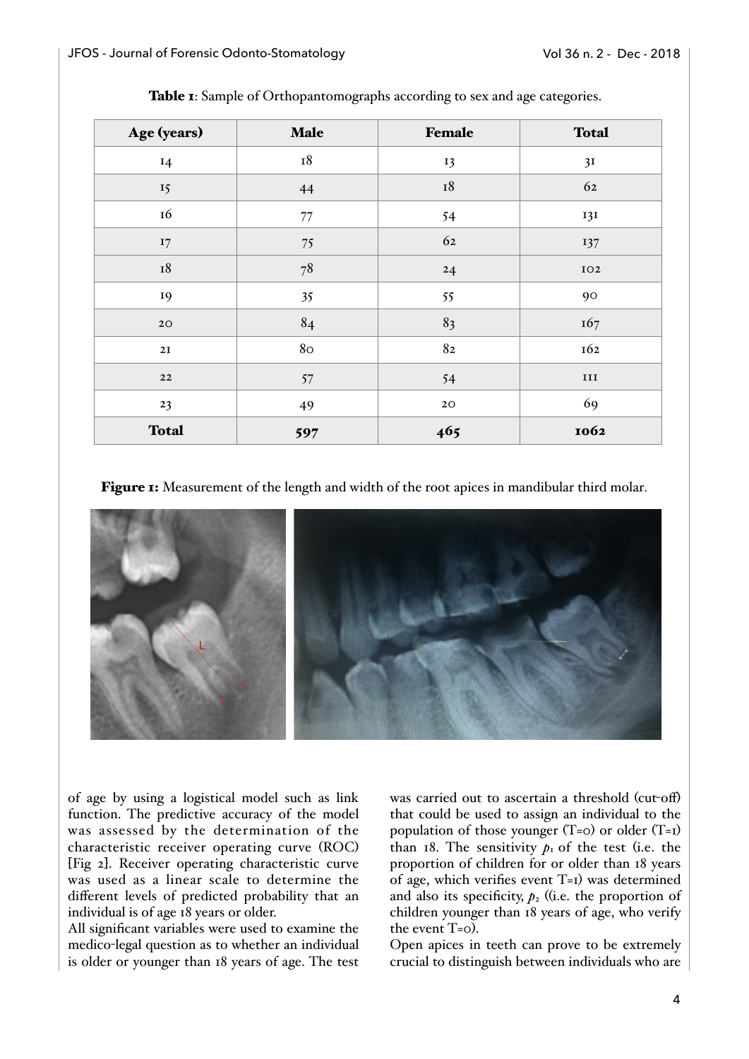**Table 1**: Sample of Orthopantomographs according to sex and age categories.

| Age (years) | Male | Female | Total |
|---|---|---|---|
| 14 | 18 | 13 | 31 |
| 15 | 44 | 18 | 62 |
| 16 | 77 | 54 | 131 |
| 17 | 75 | 62 | 137 |
| 18 | 78 | 24 | 102 |
| 19 | 35 | 55 | 90 |
| 20 | 84 | 83 | 167 |
| 21 | 80 | 82 | 162 |
| 22 | 57 | 54 | 111 |
| 23 | 49 | 20 | 69 |
| **Total** | **597** | **465** | **1062** |

**Figure 1:** Measurement of the length and width of the root apices in mandibular third molar.

of age by using a logistical model such as link function. The predictive accuracy of the model was assessed by the determination of the characteristic receiver operating curve (ROC) [Fig 2]. Receiver operating characteristic curve was used as a linear scale to determine the different levels of predicted probability that an individual is of age 18 years or older.

All significant variables were used to examine the medico-legal question as to whether an individual is older or younger than 18 years of age. The test was carried out to ascertain a threshold (cut-off) that could be used to assign an individual to the population of those younger (T=0) or older (T=1) than 18. The sensitivity $p_1$ of the test (i.e. the proportion of children for or older than 18 years of age, which verifies event T=1) was determined and also its specificity, $p_2$ ((i.e. the proportion of children younger than 18 years of age, who verify the event T=0).

Open apices in teeth can prove to be extremely crucial to distinguish between individuals who are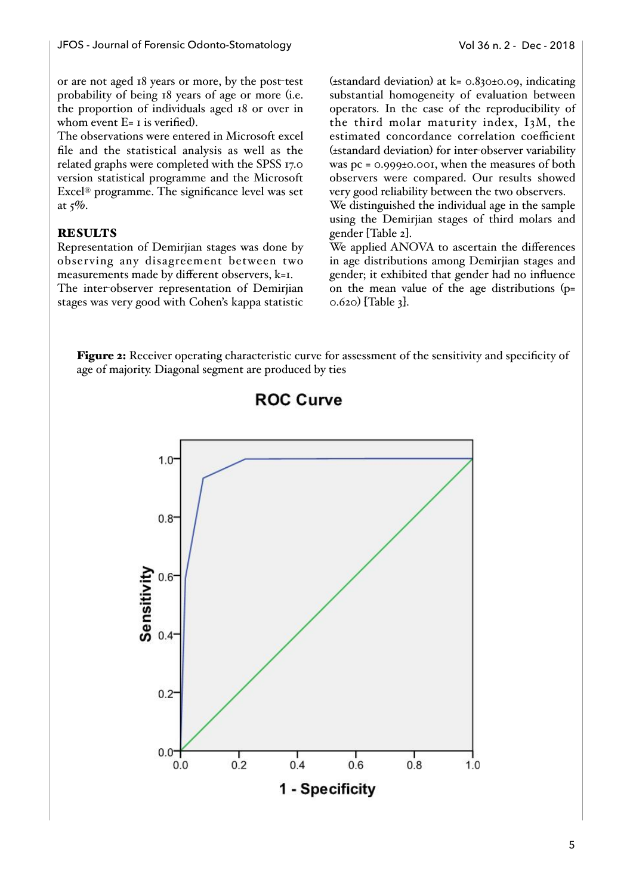or are not aged 18 years or more, by the post-test probability of being 18 years of age or more (i.e. the proportion of individuals aged 18 or over in whom event E= 1 is verified).

The observations were entered in Microsoft excel file and the statistical analysis as well as the related graphs were completed with the SPSS 17.0 version statistical programme and the Microsoft Excel® programme. The significance level was set at 5%.

## RESULTS

Representation of Demirjian stages was done by observing any disagreement between two measurements made by different observers, k=1.

The inter-observer representation of Demirjian stages was very good with Cohen's kappa statistic (±standard deviation) at k= 0.830±0.09, indicating substantial homogeneity of evaluation between operators. In the case of the reproducibility of the third molar maturity index, I3M, the estimated concordance correlation coefficient (±standard deviation) for inter-observer variability was pc = 0.999±0.001, when the measures of both observers were compared. Our results showed very good reliability between the two observers.

We distinguished the individual age in the sample using the Demirjian stages of third molars and gender [Table 2].

We applied ANOVA to ascertain the differences in age distributions among Demirjian stages and gender; it exhibited that gender had no influence on the mean value of the age distributions (p= 0.620) [Table 3].

**Figure 2:** Receiver operating characteristic curve for assessment of the sensitivity and specificity of age of majority. Diagonal segment are produced by ties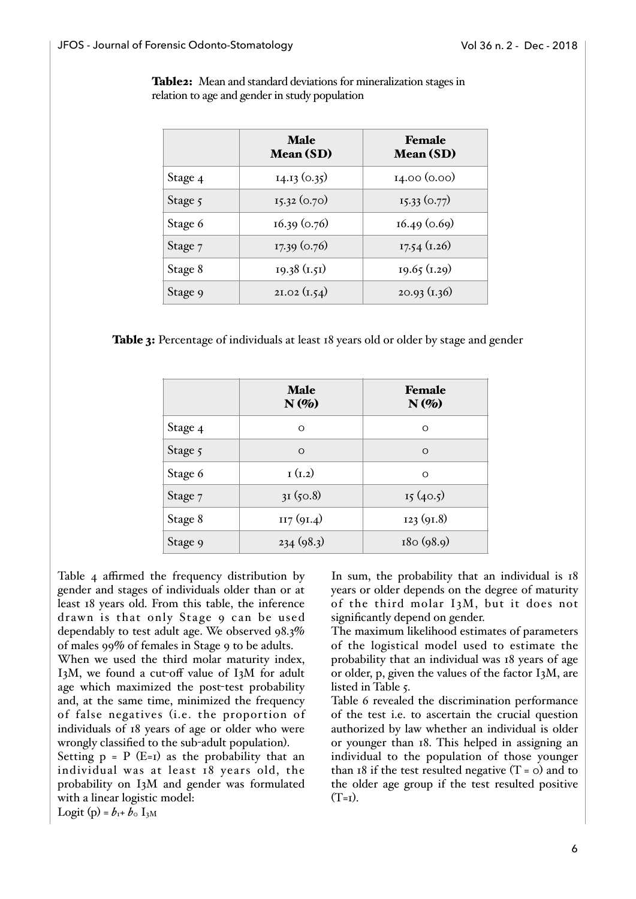**Table2:** Mean and standard deviations for mineralization stages in relation to age and gender in study population

| | Male Mean (SD) | Female Mean (SD) |
|---|---|---|
| Stage 4 | 14.13 (0.35) | 14.00 (0.00) |
| Stage 5 | 15.32 (0.70) | 15.33 (0.77) |
| Stage 6 | 16.39 (0.76) | 16.49 (0.69) |
| Stage 7 | 17.39 (0.76) | 17.54 (1.26) |
| Stage 8 | 19.38 (1.51) | 19.65 (1.29) |
| Stage 9 | 21.02 (1.54) | 20.93 (1.36) |

**Table 3:** Percentage of individuals at least 18 years old or older by stage and gender

| | Male N (%) | Female N (%) |
|---|---|---|
| Stage 4 | 0 | 0 |
| Stage 5 | 0 | 0 |
| Stage 6 | 1 (1.2) | 0 |
| Stage 7 | 31 (50.8) | 15 (40.5) |
| Stage 8 | 117 (91.4) | 123 (91.8) |
| Stage 9 | 234 (98.3) | 180 (98.9) |

Table 4 affirmed the frequency distribution by gender and stages of individuals older than or at least 18 years old. From this table, the inference drawn is that only Stage 9 can be used dependably to test adult age. We observed 98.3% of males 99% of females in Stage 9 to be adults.

When we used the third molar maturity index, I3M, we found a cut-off value of I3M for adult age which maximized the post-test probability and, at the same time, minimized the frequency of false negatives (i.e. the proportion of individuals of 18 years of age or older who were wrongly classified to the sub-adult population).

Setting p = P (E=1) as the probability that an individual was at least 18 years old, the probability on I3M and gender was formulated with a linear logistic model:

Logit (p) = $b_1 + b_0$ $I_{3M}$

In sum, the probability that an individual is 18 years or older depends on the degree of maturity of the third molar I3M, but it does not significantly depend on gender.

The maximum likelihood estimates of parameters of the logistical model used to estimate the probability that an individual was 18 years of age or older, p, given the values of the factor I3M, are listed in Table 5.

Table 6 revealed the discrimination performance of the test i.e. to ascertain the crucial question authorized by law whether an individual is older or younger than 18. This helped in assigning an individual to the population of those younger than 18 if the test resulted negative (T = 0) and to the older age group if the test resulted positive (T=1).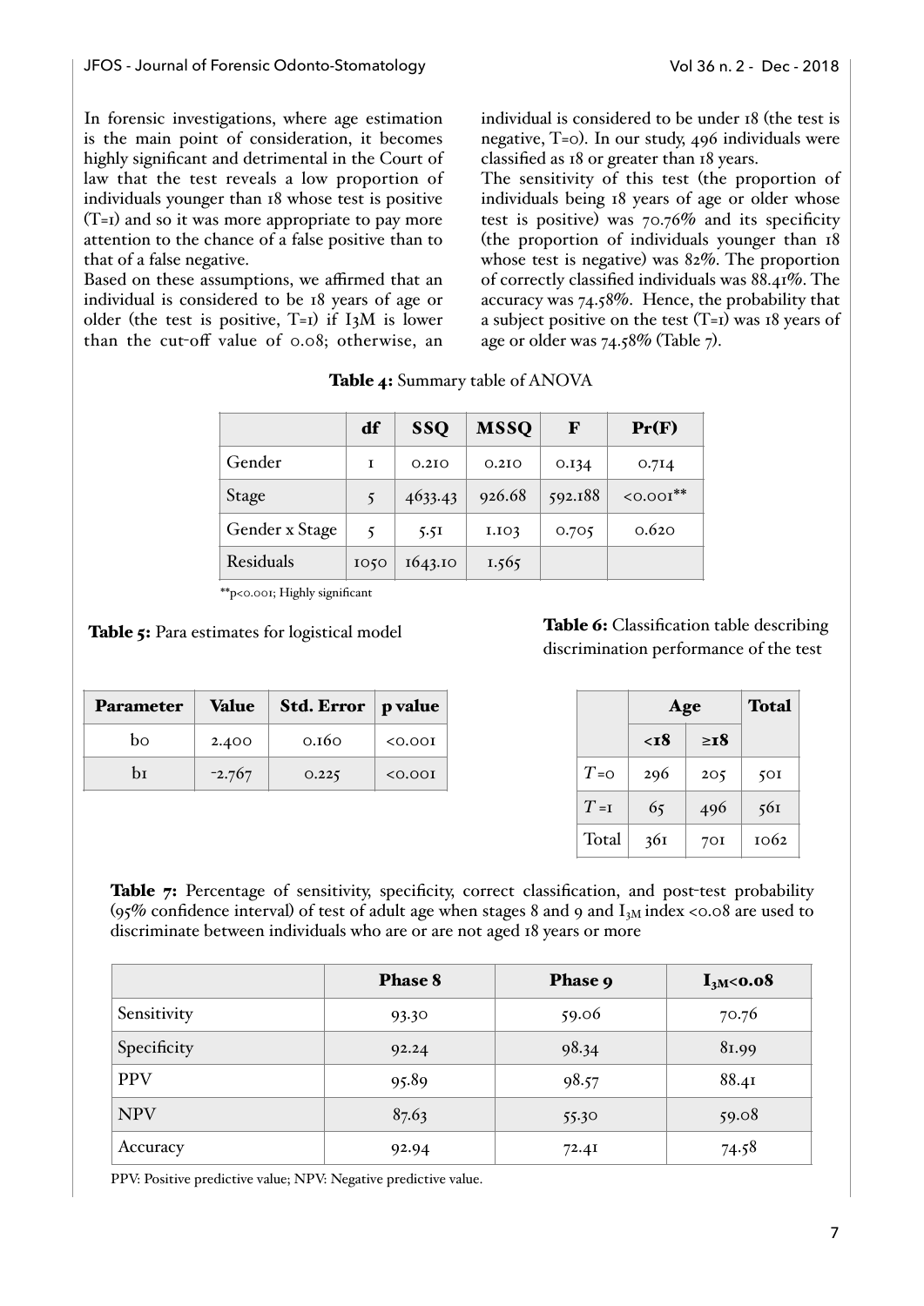In forensic investigations, where age estimation is the main point of consideration, it becomes highly significant and detrimental in the Court of law that the test reveals a low proportion of individuals younger than 18 whose test is positive (T=1) and so it was more appropriate to pay more attention to the chance of a false positive than to that of a false negative.

Based on these assumptions, we affirmed that an individual is considered to be 18 years of age or older (the test is positive, T=1) if I3M is lower than the cut-off value of 0.08; otherwise, an individual is considered to be under 18 (the test is negative, T=0). In our study, 496 individuals were classified as 18 or greater than 18 years.

The sensitivity of this test (the proportion of individuals being 18 years of age or older whose test is positive) was 70.76% and its specificity (the proportion of individuals younger than 18 whose test is negative) was 82%. The proportion of correctly classified individuals was 88.41%. The accuracy was 74.58%. Hence, the probability that a subject positive on the test (T=1) was 18 years of age or older was 74.58% (Table 7).

**Table 4:** Summary table of ANOVA

| | df | SSQ | MSSQ | F | Pr(F) |
|---|---|---|---|---|---|
| Gender | 1 | 0.210 | 0.210 | 0.134 | 0.714 |
| Stage | 5 | 4633.43 | 926.68 | 592.188 | <0.001** |
| Gender x Stage | 5 | 5.51 | 1.103 | 0.705 | 0.620 |
| Residuals | 1050 | 1643.10 | 1.565 | | |

**p<0.001; Highly significant

**Table 5:** Para estimates for logistical model

| Parameter | Value | Std. Error | p value |
|---|---|---|---|
| b0 | 2.400 | 0.160 | <0.001 |
| b1 | -2.767 | 0.225 | <0.001 |

**Table 6:** Classification table describing discrimination performance of the test

| | Age | | Total |
|---|---|---|---|
| | <18 | ≥18 | |
| *T*=0 | 296 | 205 | 501 |
| *T*=1 | 65 | 496 | 561 |
| Total | 361 | 701 | 1062 |

**Table 7:** Percentage of sensitivity, specificity, correct classification, and post-test probability (95% confidence interval) of test of adult age when stages 8 and 9 and $I_{3M}$ index <0.08 are used to discriminate between individuals who are or are not aged 18 years or more

| | Phase 8 | Phase 9 | $I_{3M}$<0.08 |
|---|---|---|---|
| Sensitivity | 93.30 | 59.06 | 70.76 |
| Specificity | 92.24 | 98.34 | 81.99 |
| PPV | 95.89 | 98.57 | 88.41 |
| NPV | 87.63 | 55.30 | 59.08 |
| Accuracy | 92.94 | 72.41 | 74.58 |

PPV: Positive predictive value; NPV: Negative predictive value.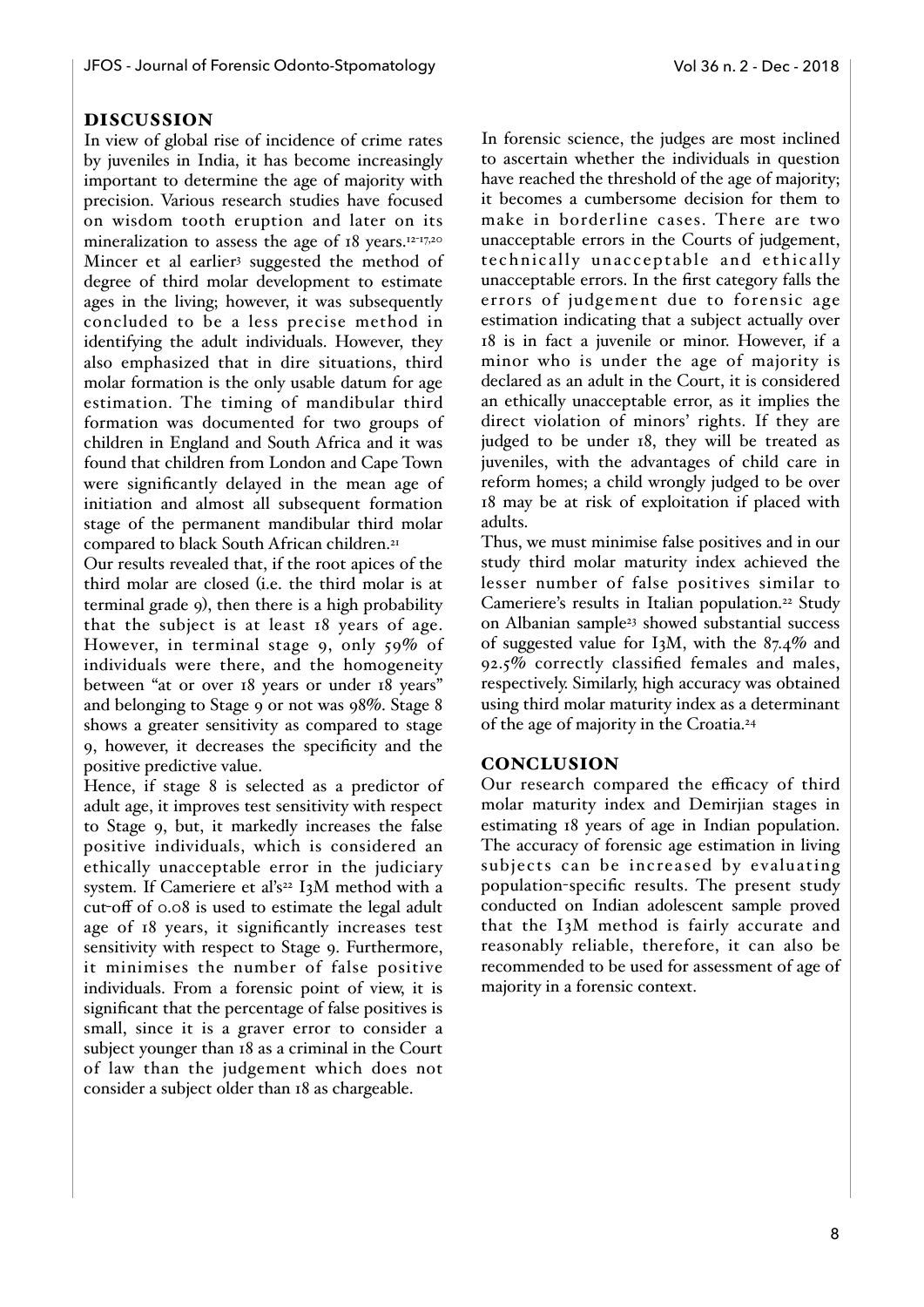## DISCUSSION

In view of global rise of incidence of crime rates by juveniles in India, it has become increasingly important to determine the age of majority with precision. Various research studies have focused on wisdom tooth eruption and later on its mineralization to assess the age of 18 years.[12-17,20] Mincer et al earlier[3] suggested the method of degree of third molar development to estimate ages in the living; however, it was subsequently concluded to be a less precise method in identifying the adult individuals. However, they also emphasized that in dire situations, third molar formation is the only usable datum for age estimation. The timing of mandibular third formation was documented for two groups of children in England and South Africa and it was found that children from London and Cape Town were significantly delayed in the mean age of initiation and almost all subsequent formation stage of the permanent mandibular third molar compared to black South African children.[21]

Our results revealed that, if the root apices of the third molar are closed (i.e. the third molar is at terminal grade 9), then there is a high probability that the subject is at least 18 years of age. However, in terminal stage 9, only 59% of individuals were there, and the homogeneity between "at or over 18 years or under 18 years" and belonging to Stage 9 or not was 98%. Stage 8 shows a greater sensitivity as compared to stage 9, however, it decreases the specificity and the positive predictive value.

Hence, if stage 8 is selected as a predictor of adult age, it improves test sensitivity with respect to Stage 9, but, it markedly increases the false positive individuals, which is considered an ethically unacceptable error in the judiciary system. If Cameriere et al's[22] I3M method with a cut-off of 0.08 is used to estimate the legal adult age of 18 years, it significantly increases test sensitivity with respect to Stage 9. Furthermore, it minimises the number of false positive individuals. From a forensic point of view, it is significant that the percentage of false positives is small, since it is a graver error to consider a subject younger than 18 as a criminal in the Court of law than the judgement which does not consider a subject older than 18 as chargeable.

In forensic science, the judges are most inclined to ascertain whether the individuals in question have reached the threshold of the age of majority; it becomes a cumbersome decision for them to make in borderline cases. There are two unacceptable errors in the Courts of judgement, technically unacceptable and ethically unacceptable errors. In the first category falls the errors of judgement due to forensic age estimation indicating that a subject actually over 18 is in fact a juvenile or minor. However, if a minor who is under the age of majority is declared as an adult in the Court, it is considered an ethically unacceptable error, as it implies the direct violation of minors' rights. If they are judged to be under 18, they will be treated as juveniles, with the advantages of child care in reform homes; a child wrongly judged to be over 18 may be at risk of exploitation if placed with adults.

Thus, we must minimise false positives and in our study third molar maturity index achieved the lesser number of false positives similar to Cameriere's results in Italian population.[22] Study on Albanian sample[23] showed substantial success of suggested value for I3M, with the 87.4% and 92.5% correctly classified females and males, respectively. Similarly, high accuracy was obtained using third molar maturity index as a determinant of the age of majority in the Croatia.[24]

## CONCLUSION

Our research compared the efficacy of third molar maturity index and Demirjian stages in estimating 18 years of age in Indian population. The accuracy of forensic age estimation in living subjects can be increased by evaluating population-specific results. The present study conducted on Indian adolescent sample proved that the I3M method is fairly accurate and reasonably reliable, therefore, it can also be recommended to be used for assessment of age of majority in a forensic context.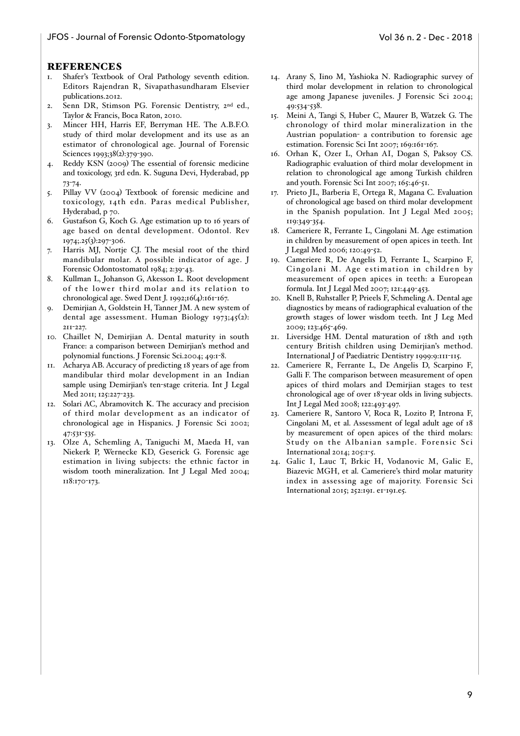## REFERENCES

1. Shafer's Textbook of Oral Pathology seventh edition. Editors Rajendran R, Sivapathasundharam Elsevier publications.2012.
2. Senn DR, Stimson PG. Forensic Dentistry, 2nd ed., Taylor & Francis, Boca Raton, 2010.
3. Mincer HH, Harris EF, Berryman HE. The A.B.F.O. study of third molar development and its use as an estimator of chronological age. Journal of Forensic Sciences 1993;38(2):379-390.
4. Reddy KSN (2009) The essential of forensic medicine and toxicology, 3rd edn. K. Suguna Devi, Hyderabad, pp 73-74.
5. Pillay VV (2004) Textbook of forensic medicine and toxicology, 14th edn. Paras medical Publisher, Hyderabad, p 70.
6. Gustafson G, Koch G. Age estimation up to 16 years of age based on dental development. Odontol. Rev 1974;.25(3):297-306.
7. Harris MJ, Nortje CJ. The mesial root of the third mandibular molar. A possible indicator of age. J Forensic Odontostomatol 1984; 2:39-43.
8. Kullman L, Johanson G, Akesson L. Root development of the lower third molar and its relation to chronological age. Swed Dent J. 1992;16(4):161-167.
9. Demirjian A, Goldstein H, Tanner JM. A new system of dental age assessment. Human Biology 1973;45(2): 211-227.
10. Chaillet N, Demirjian A. Dental maturity in south France: a comparison between Demirjian's method and polynomial functions. J Forensic Sci.2004; 49:1-8.
11. Acharya AB. Accuracy of predicting 18 years of age from mandibular third molar development in an Indian sample using Demirjian's ten-stage criteria. Int J Legal Med 2011; 125:227-233.
12. Solari AC, Abramovitch K. The accuracy and precision of third molar development as an indicator of chronological age in Hispanics. J Forensic Sci 2002; 47:531-535.
13. Olze A, Schemling A, Taniguchi M, Maeda H, van Niekerk P, Wernecke KD, Geserick G. Forensic age estimation in living subjects: the ethnic factor in wisdom tooth mineralization. Int J Legal Med 2004; 118:170-173.
14. Arany S, Iino M, Yashioka N. Radiographic survey of third molar development in relation to chronological age among Japanese juveniles. J Forensic Sci 2004; 49:534-538.
15. Meini A, Tangi S, Huber C, Maurer B, Watzek G. The chronology of third molar mineralization in the Austrian population- a contribution to forensic age estimation. Forensic Sci Int 2007; 169:161-167.
16. Orhan K, Ozer L, Orhan AI, Dogan S, Paksoy CS. Radiographic evaluation of third molar development in relation to chronological age among Turkish children and youth. Forensic Sci Int 2007; 165:46-51.
17. Prieto JL, Barberia E, Ortega R, Magana C. Evaluation of chronological age based on third molar development in the Spanish population. Int J Legal Med 2005; 119:349-354.
18. Cameriere R, Ferrante L, Cingolani M. Age estimation in children by measurement of open apices in teeth. Int J Legal Med 2006; 120:49-52.
19. Cameriere R, De Angelis D, Ferrante L, Scarpino F, Cingolani M. Age estimation in children by measurement of open apices in teeth: a European formula. Int J Legal Med 2007; 121:449-453.
20. Knell B, Ruhstaller P, Prieels F, Schmeling A. Dental age diagnostics by means of radiographical evaluation of the growth stages of lower wisdom teeth. Int J Leg Med 2009; 123:465-469.
21. Liversidge HM. Dental maturation of 18th and 19th century British children using Demirjian's method. International J of Paediatric Dentistry 1999:9:111-115.
22. Cameriere R, Ferrante L, De Angelis D, Scarpino F, Galli F. The comparison between measurement of open apices of third molars and Demirjian stages to test chronological age of over 18-year olds in living subjects. Int J Legal Med 2008; 122:493-497.
23. Cameriere R, Santoro V, Roca R, Lozito P, Introna F, Cingolani M, et al. Assessment of legal adult age of 18 by measurement of open apices of the third molars: Study on the Albanian sample. Forensic Sci International 2014; 205:1-5.
24. Galic I, Lauc T, Brkic H, Vodanovic M, Galic E, Biazevic MGH, et al. Cameriere's third molar maturity index in assessing age of majority. Forensic Sci International 2015; 252:191. e1-191.e5.